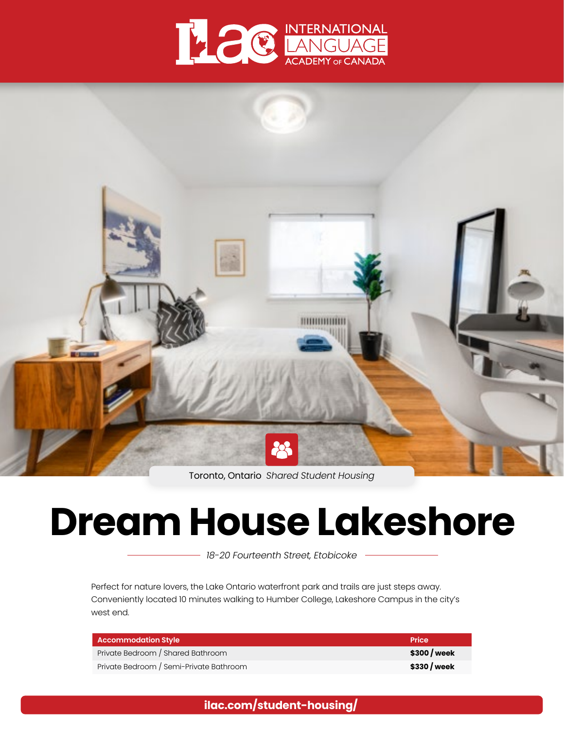ILAC INTERNATIONAL LANGUAGE ACADEMY OF CANADA

Toronto, Ontario *Shared Student Housing*

# Dream House Lakeshore

*18-20 Fourteenth Street, Etobicoke*

Perfect for nature lovers, the Lake Ontario waterfront park and trails are just steps away. Conveniently located 10 minutes walking to Humber College, Lakeshore Campus in the city's west end.

| Accommodation Style | Price |
| --- | --- |
| Private Bedroom / Shared Bathroom | **$300 / week** |
| Private Bedroom / Semi-Private Bathroom | **$330 / week** |

**ilac.com/student-housing/**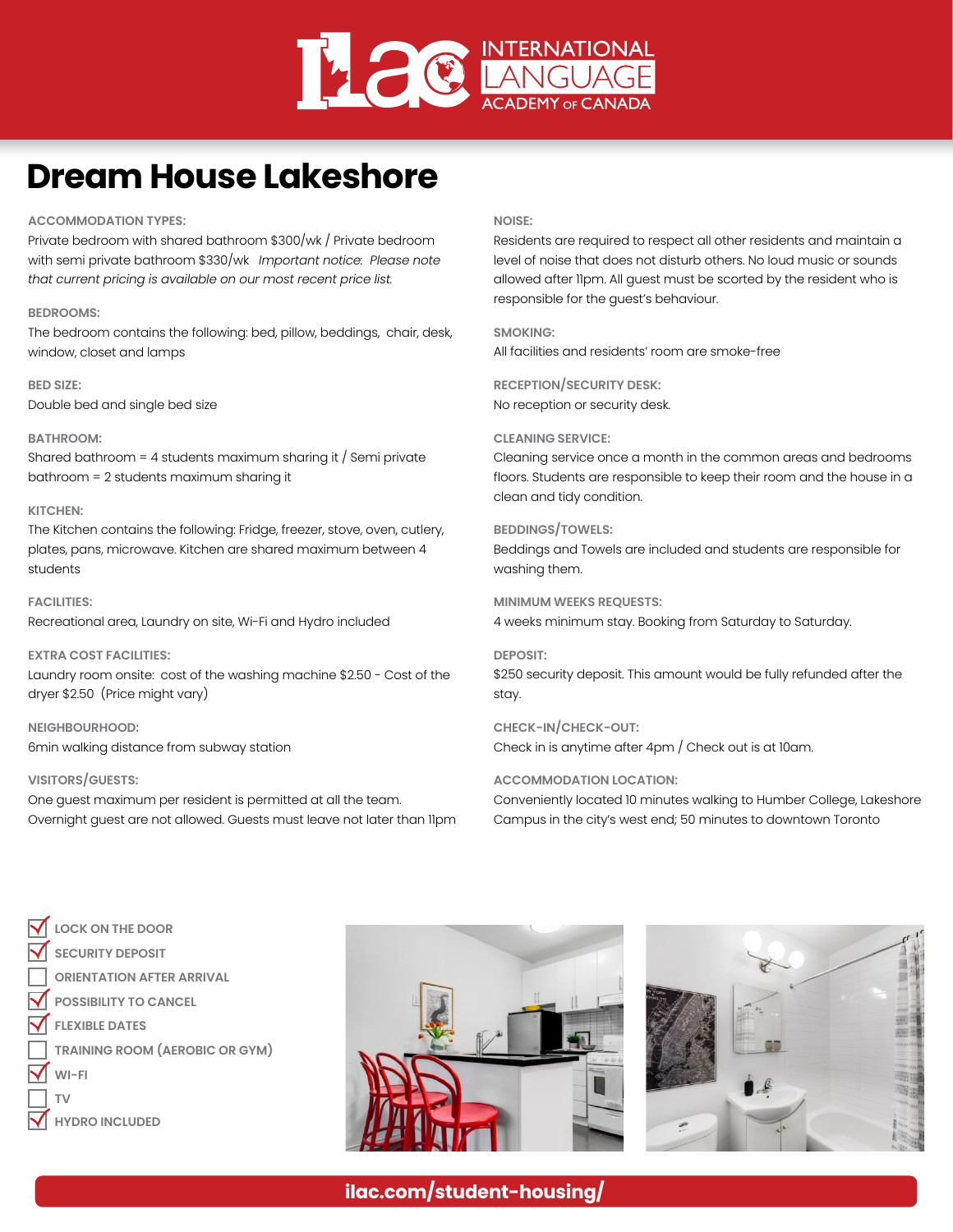# Dream House Lakeshore

**ACCOMMODATION TYPES:**
Private bedroom with shared bathroom $300/wk / Private bedroom with semi private bathroom $330/wk *Important notice: Please note that current pricing is available on our most recent price list.*

**BEDROOMS:**
The bedroom contains the following: bed, pillow, beddings, chair, desk, window, closet and lamps

**BED SIZE:**
Double bed and single bed size

**BATHROOM:**
Shared bathroom = 4 students maximum sharing it / Semi private bathroom = 2 students maximum sharing it

**KITCHEN:**
The Kitchen contains the following: Fridge, freezer, stove, oven, cutlery, plates, pans, microwave. Kitchen are shared maximum between 4 students

**FACILITIES:**
Recreational area, Laundry on site, Wi-Fi and Hydro included

**EXTRA COST FACILITIES:**
Laundry room onsite: cost of the washing machine $2.50 - Cost of the dryer $2.50 (Price might vary)

**NEIGHBOURHOOD:**
6min walking distance from subway station

**VISITORS/GUESTS:**
One guest maximum per resident is permitted at all the team. Overnight guest are not allowed. Guests must leave not later than 11pm

**NOISE:**
Residents are required to respect all other residents and maintain a level of noise that does not disturb others. No loud music or sounds allowed after 11pm. All guest must be scorted by the resident who is responsible for the guest's behaviour.

**SMOKING:**
All facilities and residents' room are smoke-free

**RECEPTION/SECURITY DESK:**
No reception or security desk.

**CLEANING SERVICE:**
Cleaning service once a month in the common areas and bedrooms floors. Students are responsible to keep their room and the house in a clean and tidy condition.

**BEDDINGS/TOWELS:**
Beddings and Towels are included and students are responsible for washing them.

**MINIMUM WEEKS REQUESTS:**
4 weeks minimum stay. Booking from Saturday to Saturday.

**DEPOSIT:**
$250 security deposit. This amount would be fully refunded after the stay.

**CHECK-IN/CHECK-OUT:**
Check in is anytime after 4pm / Check out is at 10am.

**ACCOMMODATION LOCATION:**
Conveniently located 10 minutes walking to Humber College, Lakeshore Campus in the city's west end; 50 minutes to downtown Toronto

- [x] LOCK ON THE DOOR
- [x] SECURITY DEPOSIT
- [ ] ORIENTATION AFTER ARRIVAL
- [x] POSSIBILITY TO CANCEL
- [x] FLEXIBLE DATES
- [ ] TRAINING ROOM (AEROBIC OR GYM)
- [x] WI-FI
- [ ] TV
- [x] HYDRO INCLUDED

**ilac.com/student-housing/**